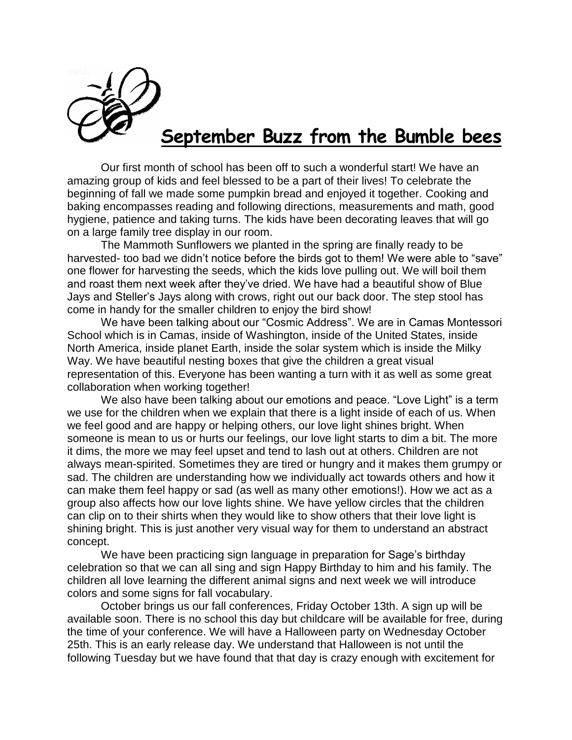# September Buzz from the Bumble bees

Our first month of school has been off to such a wonderful start! We have an amazing group of kids and feel blessed to be a part of their lives! To celebrate the beginning of fall we made some pumpkin bread and enjoyed it together. Cooking and baking encompasses reading and following directions, measurements and math, good hygiene, patience and taking turns. The kids have been decorating leaves that will go on a large family tree display in our room.

The Mammoth Sunflowers we planted in the spring are finally ready to be harvested- too bad we didn't notice before the birds got to them! We were able to "save" one flower for harvesting the seeds, which the kids love pulling out. We will boil them and roast them next week after they've dried. We have had a beautiful show of Blue Jays and Steller's Jays along with crows, right out our back door. The step stool has come in handy for the smaller children to enjoy the bird show!

We have been talking about our "Cosmic Address". We are in Camas Montessori School which is in Camas, inside of Washington, inside of the United States, inside North America, inside planet Earth, inside the solar system which is inside the Milky Way. We have beautiful nesting boxes that give the children a great visual representation of this. Everyone has been wanting a turn with it as well as some great collaboration when working together!

We also have been talking about our emotions and peace. "Love Light" is a term we use for the children when we explain that there is a light inside of each of us. When we feel good and are happy or helping others, our love light shines bright. When someone is mean to us or hurts our feelings, our love light starts to dim a bit. The more it dims, the more we may feel upset and tend to lash out at others. Children are not always mean-spirited. Sometimes they are tired or hungry and it makes them grumpy or sad. The children are understanding how we individually act towards others and how it can make them feel happy or sad (as well as many other emotions!). How we act as a group also affects how our love lights shine. We have yellow circles that the children can clip on to their shirts when they would like to show others that their love light is shining bright. This is just another very visual way for them to understand an abstract concept.

We have been practicing sign language in preparation for Sage's birthday celebration so that we can all sing and sign Happy Birthday to him and his family. The children all love learning the different animal signs and next week we will introduce colors and some signs for fall vocabulary.

October brings us our fall conferences, Friday October 13th. A sign up will be available soon. There is no school this day but childcare will be available for free, during the time of your conference. We will have a Halloween party on Wednesday October 25th. This is an early release day. We understand that Halloween is not until the following Tuesday but we have found that that day is crazy enough with excitement for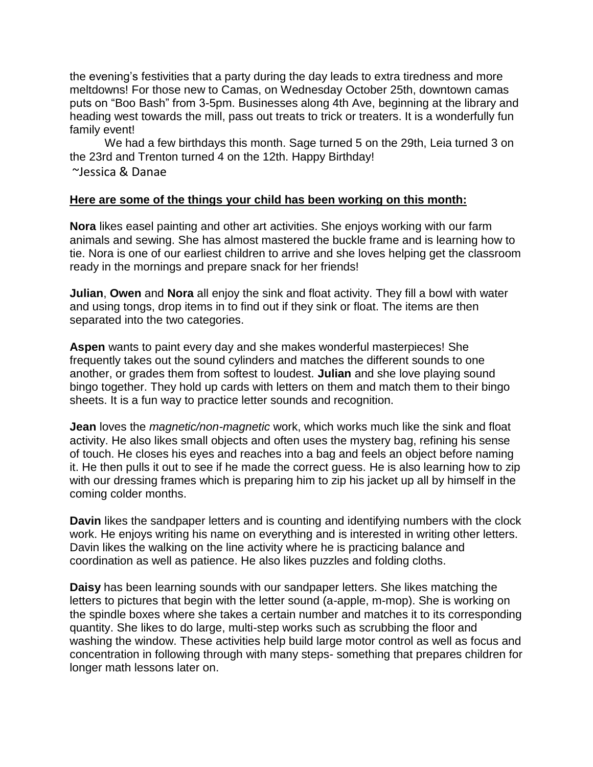the evening's festivities that a party during the day leads to extra tiredness and more meltdowns! For those new to Camas, on Wednesday October 25th, downtown camas puts on "Boo Bash" from 3-5pm. Businesses along 4th Ave, beginning at the library and heading west towards the mill, pass out treats to trick or treaters. It is a wonderfully fun family event!

We had a few birthdays this month. Sage turned 5 on the 29th, Leia turned 3 on the 23rd and Trenton turned 4 on the 12th. Happy Birthday!

~Jessica & Danae

**Here are some of the things your child has been working on this month:**

**Nora** likes easel painting and other art activities. She enjoys working with our farm animals and sewing. She has almost mastered the buckle frame and is learning how to tie. Nora is one of our earliest children to arrive and she loves helping get the classroom ready in the mornings and prepare snack for her friends!

**Julian**, **Owen** and **Nora** all enjoy the sink and float activity. They fill a bowl with water and using tongs, drop items in to find out if they sink or float. The items are then separated into the two categories.

**Aspen** wants to paint every day and she makes wonderful masterpieces! She frequently takes out the sound cylinders and matches the different sounds to one another, or grades them from softest to loudest. **Julian** and she love playing sound bingo together. They hold up cards with letters on them and match them to their bingo sheets. It is a fun way to practice letter sounds and recognition.

**Jean** loves the *magnetic/non-magnetic* work, which works much like the sink and float activity. He also likes small objects and often uses the mystery bag, refining his sense of touch. He closes his eyes and reaches into a bag and feels an object before naming it. He then pulls it out to see if he made the correct guess. He is also learning how to zip with our dressing frames which is preparing him to zip his jacket up all by himself in the coming colder months.

**Davin** likes the sandpaper letters and is counting and identifying numbers with the clock work. He enjoys writing his name on everything and is interested in writing other letters. Davin likes the walking on the line activity where he is practicing balance and coordination as well as patience. He also likes puzzles and folding cloths.

**Daisy** has been learning sounds with our sandpaper letters. She likes matching the letters to pictures that begin with the letter sound (a-apple, m-mop). She is working on the spindle boxes where she takes a certain number and matches it to its corresponding quantity. She likes to do large, multi-step works such as scrubbing the floor and washing the window. These activities help build large motor control as well as focus and concentration in following through with many steps- something that prepares children for longer math lessons later on.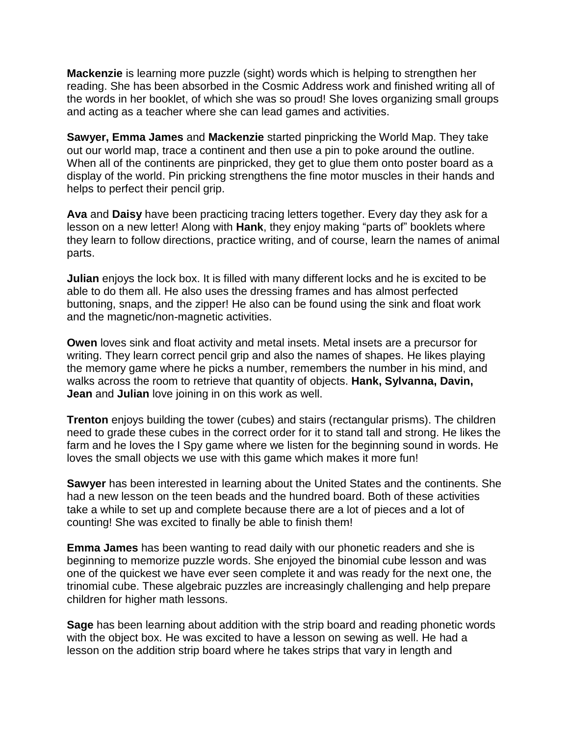**Mackenzie** is learning more puzzle (sight) words which is helping to strengthen her reading. She has been absorbed in the Cosmic Address work and finished writing all of the words in her booklet, of which she was so proud! She loves organizing small groups and acting as a teacher where she can lead games and activities.

**Sawyer, Emma James** and **Mackenzie** started pinpricking the World Map. They take out our world map, trace a continent and then use a pin to poke around the outline. When all of the continents are pinpricked, they get to glue them onto poster board as a display of the world. Pin pricking strengthens the fine motor muscles in their hands and helps to perfect their pencil grip.

**Ava** and **Daisy** have been practicing tracing letters together. Every day they ask for a lesson on a new letter! Along with **Hank**, they enjoy making "parts of" booklets where they learn to follow directions, practice writing, and of course, learn the names of animal parts.

**Julian** enjoys the lock box. It is filled with many different locks and he is excited to be able to do them all. He also uses the dressing frames and has almost perfected buttoning, snaps, and the zipper! He also can be found using the sink and float work and the magnetic/non-magnetic activities.

**Owen** loves sink and float activity and metal insets. Metal insets are a precursor for writing. They learn correct pencil grip and also the names of shapes. He likes playing the memory game where he picks a number, remembers the number in his mind, and walks across the room to retrieve that quantity of objects. **Hank, Sylvanna, Davin, Jean** and **Julian** love joining in on this work as well.

**Trenton** enjoys building the tower (cubes) and stairs (rectangular prisms). The children need to grade these cubes in the correct order for it to stand tall and strong. He likes the farm and he loves the I Spy game where we listen for the beginning sound in words. He loves the small objects we use with this game which makes it more fun!

**Sawyer** has been interested in learning about the United States and the continents. She had a new lesson on the teen beads and the hundred board. Both of these activities take a while to set up and complete because there are a lot of pieces and a lot of counting! She was excited to finally be able to finish them!

**Emma James** has been wanting to read daily with our phonetic readers and she is beginning to memorize puzzle words. She enjoyed the binomial cube lesson and was one of the quickest we have ever seen complete it and was ready for the next one, the trinomial cube. These algebraic puzzles are increasingly challenging and help prepare children for higher math lessons.

**Sage** has been learning about addition with the strip board and reading phonetic words with the object box. He was excited to have a lesson on sewing as well. He had a lesson on the addition strip board where he takes strips that vary in length and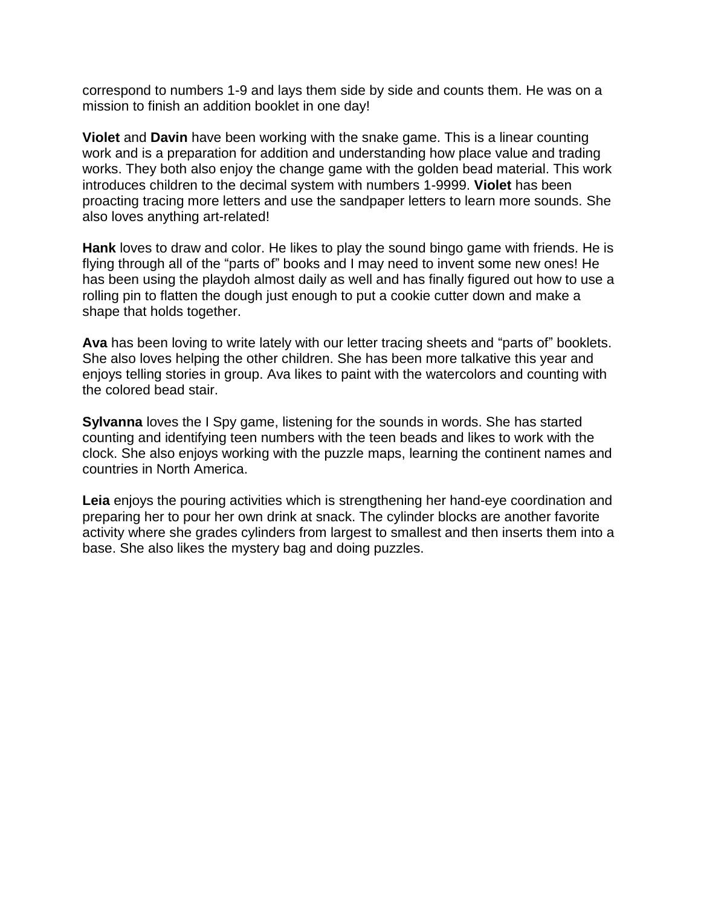correspond to numbers 1-9 and lays them side by side and counts them. He was on a mission to finish an addition booklet in one day!

**Violet** and **Davin** have been working with the snake game. This is a linear counting work and is a preparation for addition and understanding how place value and trading works. They both also enjoy the change game with the golden bead material. This work introduces children to the decimal system with numbers 1-9999. **Violet** has been proacting tracing more letters and use the sandpaper letters to learn more sounds. She also loves anything art-related!

**Hank** loves to draw and color. He likes to play the sound bingo game with friends. He is flying through all of the "parts of" books and I may need to invent some new ones! He has been using the playdoh almost daily as well and has finally figured out how to use a rolling pin to flatten the dough just enough to put a cookie cutter down and make a shape that holds together.

**Ava** has been loving to write lately with our letter tracing sheets and "parts of" booklets. She also loves helping the other children. She has been more talkative this year and enjoys telling stories in group. Ava likes to paint with the watercolors and counting with the colored bead stair.

**Sylvanna** loves the I Spy game, listening for the sounds in words. She has started counting and identifying teen numbers with the teen beads and likes to work with the clock. She also enjoys working with the puzzle maps, learning the continent names and countries in North America.

**Leia** enjoys the pouring activities which is strengthening her hand-eye coordination and preparing her to pour her own drink at snack. The cylinder blocks are another favorite activity where she grades cylinders from largest to smallest and then inserts them into a base. She also likes the mystery bag and doing puzzles.